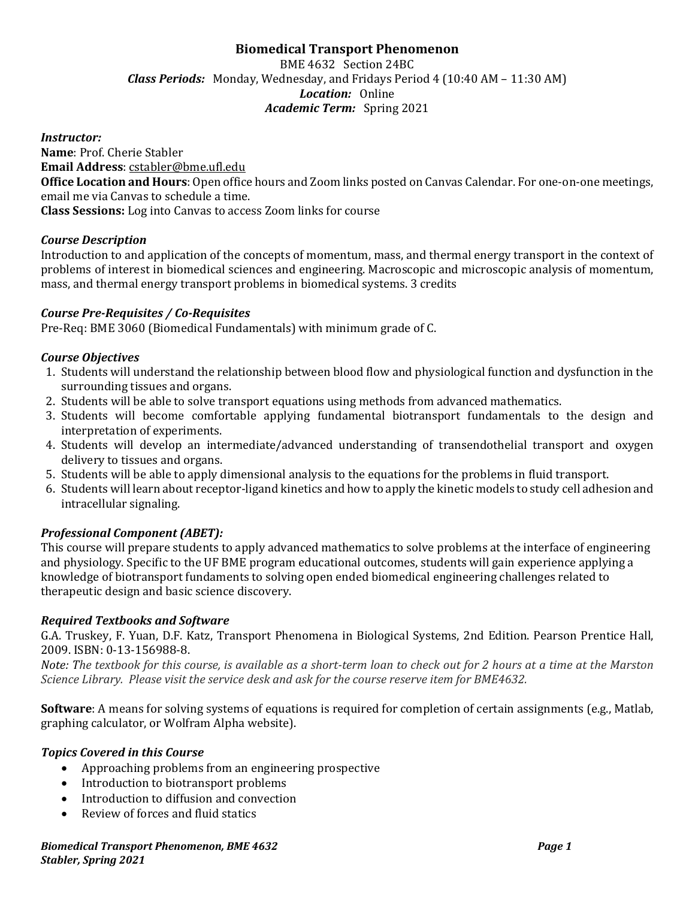# Biomedical Transport Phenomenon

BME 4632 Section 24BC

***Class Periods:*** Monday, Wednesday, and Fridays Period 4 (10:40 AM – 11:30 AM)

***Location:*** Online

***Academic Term:*** Spring 2021

***Instructor:***

**Name**: Prof. Cherie Stabler

**Email Address**: cstabler@bme.ufl.edu

**Office Location and Hours**: Open office hours and Zoom links posted on Canvas Calendar. For one-on-one meetings, email me via Canvas to schedule a time.

**Class Sessions:** Log into Canvas to access Zoom links for course

### *Course Description*

Introduction to and application of the concepts of momentum, mass, and thermal energy transport in the context of problems of interest in biomedical sciences and engineering. Macroscopic and microscopic analysis of momentum, mass, and thermal energy transport problems in biomedical systems. 3 credits

### *Course Pre-Requisites / Co-Requisites*

Pre-Req: BME 3060 (Biomedical Fundamentals) with minimum grade of C.

### *Course Objectives*

1. Students will understand the relationship between blood flow and physiological function and dysfunction in the surrounding tissues and organs.
2. Students will be able to solve transport equations using methods from advanced mathematics.
3. Students will become comfortable applying fundamental biotransport fundamentals to the design and interpretation of experiments.
4. Students will develop an intermediate/advanced understanding of transendothelial transport and oxygen delivery to tissues and organs.
5. Students will be able to apply dimensional analysis to the equations for the problems in fluid transport.
6. Students will learn about receptor-ligand kinetics and how to apply the kinetic models to study cell adhesion and intracellular signaling.

### *Professional Component (ABET):*

This course will prepare students to apply advanced mathematics to solve problems at the interface of engineering and physiology. Specific to the UF BME program educational outcomes, students will gain experience applying a knowledge of biotransport fundaments to solving open ended biomedical engineering challenges related to therapeutic design and basic science discovery.

### *Required Textbooks and Software*

G.A. Truskey, F. Yuan, D.F. Katz, Transport Phenomena in Biological Systems, 2nd Edition. Pearson Prentice Hall, 2009. ISBN: 0-13-156988-8.

*Note: The textbook for this course, is available as a short-term loan to check out for 2 hours at a time at the Marston Science Library. Please visit the service desk and ask for the course reserve item for BME4632.*

**Software**: A means for solving systems of equations is required for completion of certain assignments (e.g., Matlab, graphing calculator, or Wolfram Alpha website).

### *Topics Covered in this Course*

- Approaching problems from an engineering prospective
- Introduction to biotransport problems
- Introduction to diffusion and convection
- Review of forces and fluid statics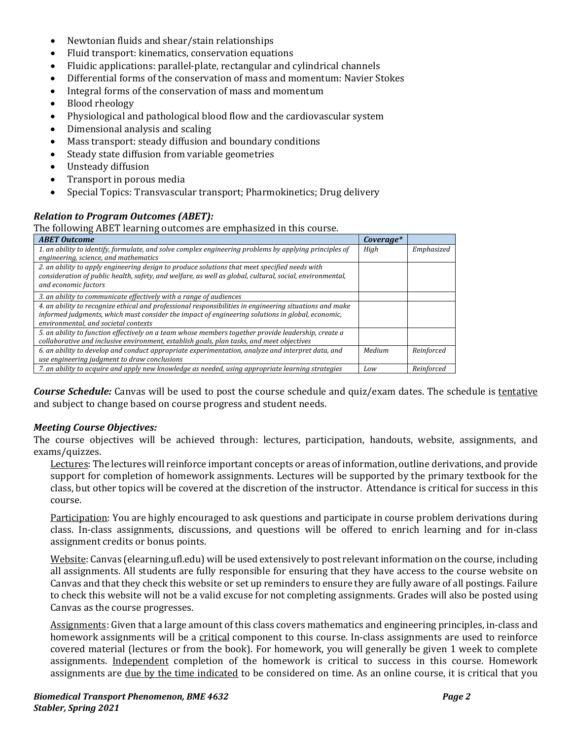- Newtonian fluids and shear/stain relationships
- Fluid transport: kinematics, conservation equations
- Fluidic applications: parallel-plate, rectangular and cylindrical channels
- Differential forms of the conservation of mass and momentum: Navier Stokes
- Integral forms of the conservation of mass and momentum
- Blood rheology
- Physiological and pathological blood flow and the cardiovascular system
- Dimensional analysis and scaling
- Mass transport: steady diffusion and boundary conditions
- Steady state diffusion from variable geometries
- Unsteady diffusion
- Transport in porous media
- Special Topics: Transvascular transport; Pharmokinetics; Drug delivery

***Relation to Program Outcomes (ABET):***

The following ABET learning outcomes are emphasized in this course.

| *ABET Outcome* | *Coverage** | |
|---|---|---|
| *1. an ability to identify, formulate, and solve complex engineering problems by applying principles of engineering, science, and mathematics* | *High* | *Emphasized* |
| *2. an ability to apply engineering design to produce solutions that meet specified needs with consideration of public health, safety, and welfare, as well as global, cultural, social, environmental, and economic factors* | | |
| *3. an ability to communicate effectively with a range of audiences* | | |
| *4. an ability to recognize ethical and professional responsibilities in engineering situations and make informed judgments, which must consider the impact of engineering solutions in global, economic, environmental, and societal contexts* | | |
| *5. an ability to function effectively on a team whose members together provide leadership, create a collaborative and inclusive environment, establish goals, plan tasks, and meet objectives* | | |
| *6. an ability to develop and conduct appropriate experimentation, analyze and interpret data, and use engineering judgment to draw conclusions* | *Medium* | *Reinforced* |
| *7. an ability to acquire and apply new knowledge as needed, using appropriate learning strategies* | *Low* | *Reinforced* |

***Course Schedule:*** Canvas will be used to post the course schedule and quiz/exam dates. The schedule is tentative and subject to change based on course progress and student needs.

***Meeting Course Objectives:***

The course objectives will be achieved through: lectures, participation, handouts, website, assignments, and exams/quizzes.

Lectures: The lectures will reinforce important concepts or areas of information, outline derivations, and provide support for completion of homework assignments. Lectures will be supported by the primary textbook for the class, but other topics will be covered at the discretion of the instructor. Attendance is critical for success in this course.

Participation: You are highly encouraged to ask questions and participate in course problem derivations during class. In-class assignments, discussions, and questions will be offered to enrich learning and for in-class assignment credits or bonus points.

Website: Canvas (elearning.ufl.edu) will be used extensively to post relevant information on the course, including all assignments. All students are fully responsible for ensuring that they have access to the course website on Canvas and that they check this website or set up reminders to ensure they are fully aware of all postings. Failure to check this website will not be a valid excuse for not completing assignments. Grades will also be posted using Canvas as the course progresses.

Assignments: Given that a large amount of this class covers mathematics and engineering principles, in-class and homework assignments will be a critical component to this course. In-class assignments are used to reinforce covered material (lectures or from the book). For homework, you will generally be given 1 week to complete assignments. Independent completion of the homework is critical to success in this course. Homework assignments are due by the time indicated to be considered on time. As an online course, it is critical that you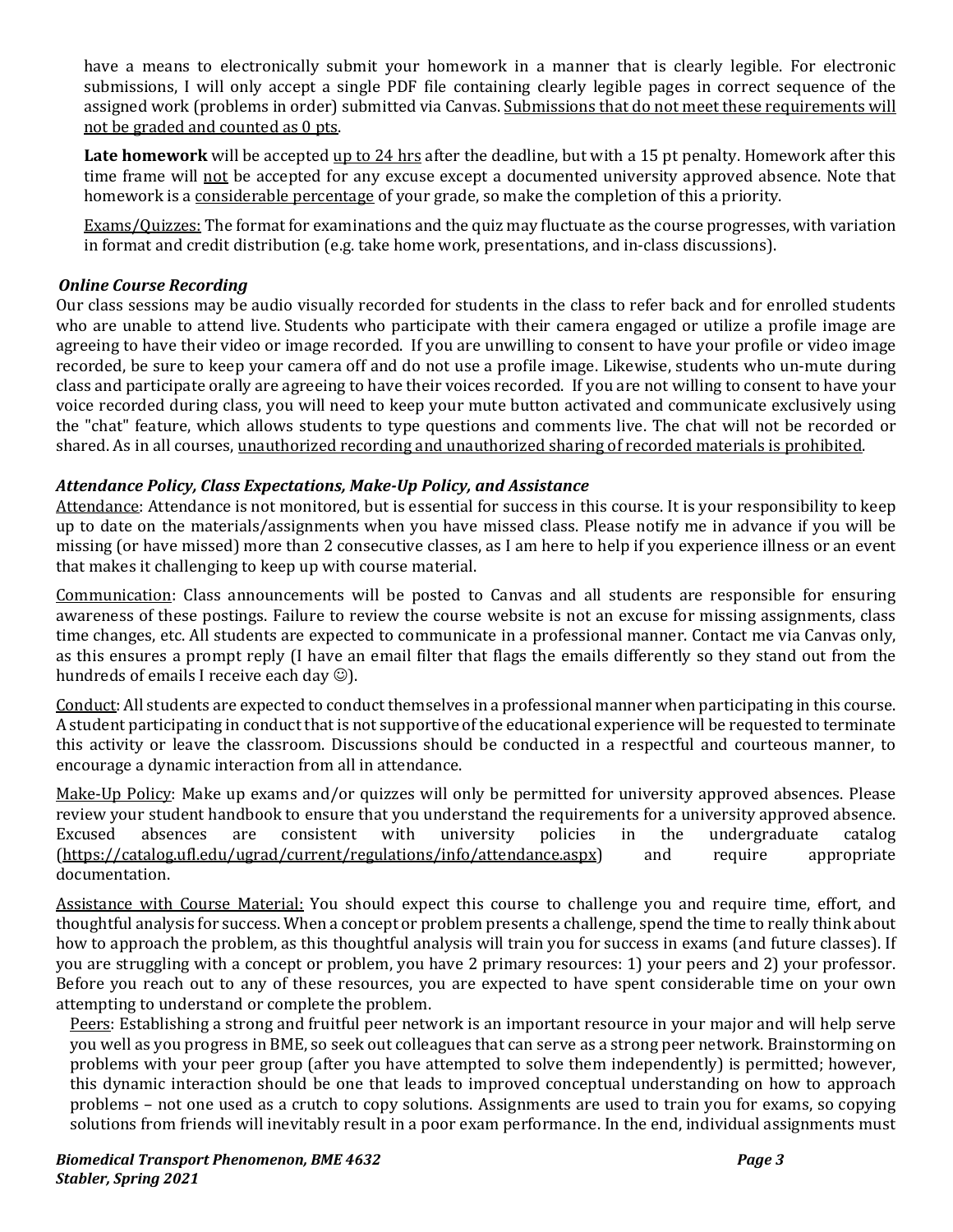have a means to electronically submit your homework in a manner that is clearly legible. For electronic submissions, I will only accept a single PDF file containing clearly legible pages in correct sequence of the assigned work (problems in order) submitted via Canvas. <u>Submissions that do not meet these requirements will not be graded and counted as 0 pts</u>.

**Late homework** will be accepted <u>up to 24 hrs</u> after the deadline, but with a 15 pt penalty. Homework after this time frame will <u>not</u> be accepted for any excuse except a documented university approved absence. Note that homework is a <u>considerable percentage</u> of your grade, so make the completion of this a priority.

<u>Exams/Quizzes:</u> The format for examinations and the quiz may fluctuate as the course progresses, with variation in format and credit distribution (e.g. take home work, presentations, and in-class discussions).

### *Online Course Recording*

Our class sessions may be audio visually recorded for students in the class to refer back and for enrolled students who are unable to attend live. Students who participate with their camera engaged or utilize a profile image are agreeing to have their video or image recorded. If you are unwilling to consent to have your profile or video image recorded, be sure to keep your camera off and do not use a profile image. Likewise, students who un-mute during class and participate orally are agreeing to have their voices recorded. If you are not willing to consent to have your voice recorded during class, you will need to keep your mute button activated and communicate exclusively using the "chat" feature, which allows students to type questions and comments live. The chat will not be recorded or shared. As in all courses, <u>unauthorized recording and unauthorized sharing of recorded materials is prohibited</u>.

### *Attendance Policy, Class Expectations, Make-Up Policy, and Assistance*

<u>Attendance</u>: Attendance is not monitored, but is essential for success in this course. It is your responsibility to keep up to date on the materials/assignments when you have missed class. Please notify me in advance if you will be missing (or have missed) more than 2 consecutive classes, as I am here to help if you experience illness or an event that makes it challenging to keep up with course material.

<u>Communication</u>: Class announcements will be posted to Canvas and all students are responsible for ensuring awareness of these postings. Failure to review the course website is not an excuse for missing assignments, class time changes, etc. All students are expected to communicate in a professional manner. Contact me via Canvas only, as this ensures a prompt reply (I have an email filter that flags the emails differently so they stand out from the hundreds of emails I receive each day ☺).

<u>Conduct</u>: All students are expected to conduct themselves in a professional manner when participating in this course. A student participating in conduct that is not supportive of the educational experience will be requested to terminate this activity or leave the classroom. Discussions should be conducted in a respectful and courteous manner, to encourage a dynamic interaction from all in attendance.

<u>Make-Up Policy</u>: Make up exams and/or quizzes will only be permitted for university approved absences. Please review your student handbook to ensure that you understand the requirements for a university approved absence. Excused absences are consistent with university policies in the undergraduate catalog (https://catalog.ufl.edu/ugrad/current/regulations/info/attendance.aspx) and require appropriate documentation.

<u>Assistance with Course Material:</u> You should expect this course to challenge you and require time, effort, and thoughtful analysis for success. When a concept or problem presents a challenge, spend the time to really think about how to approach the problem, as this thoughtful analysis will train you for success in exams (and future classes). If you are struggling with a concept or problem, you have 2 primary resources: 1) your peers and 2) your professor. Before you reach out to any of these resources, you are expected to have spent considerable time on your own attempting to understand or complete the problem.

<u>Peers</u>: Establishing a strong and fruitful peer network is an important resource in your major and will help serve you well as you progress in BME, so seek out colleagues that can serve as a strong peer network. Brainstorming on problems with your peer group (after you have attempted to solve them independently) is permitted; however, this dynamic interaction should be one that leads to improved conceptual understanding on how to approach problems – not one used as a crutch to copy solutions. Assignments are used to train you for exams, so copying solutions from friends will inevitably result in a poor exam performance. In the end, individual assignments must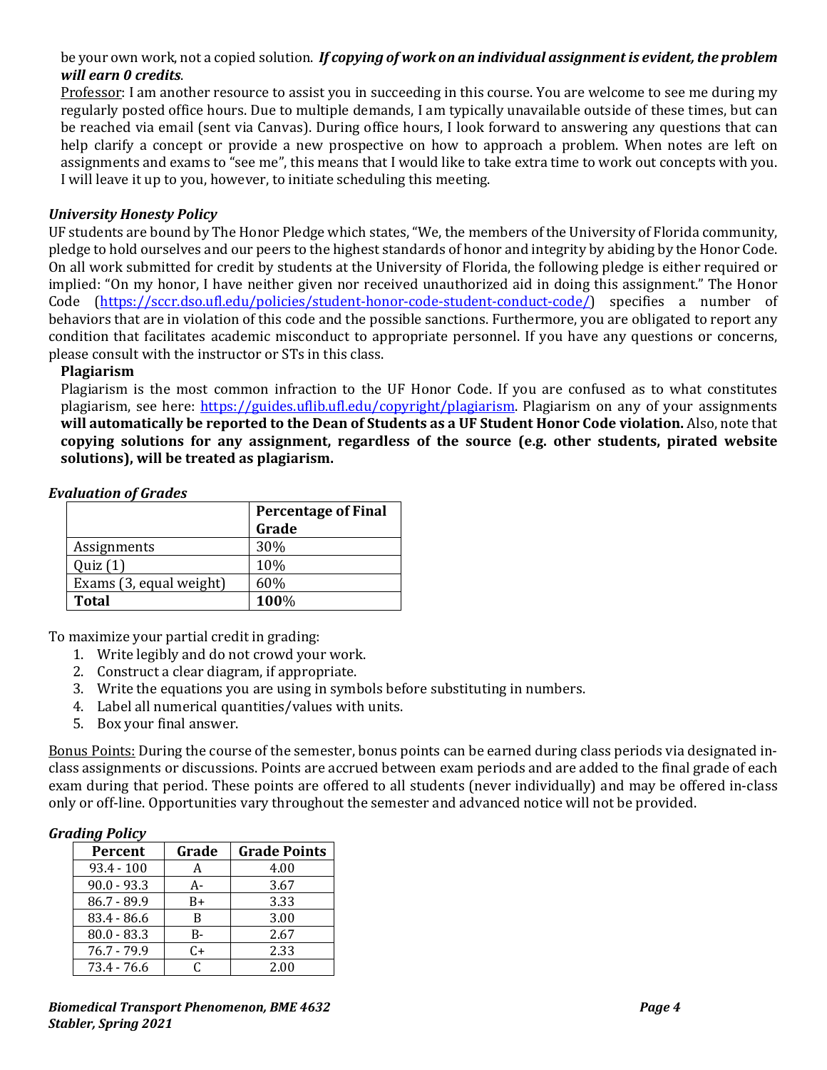be your own work, not a copied solution. ***If copying of work on an individual assignment is evident, the problem will earn 0 credits***.

Professor: I am another resource to assist you in succeeding in this course. You are welcome to see me during my regularly posted office hours. Due to multiple demands, I am typically unavailable outside of these times, but can be reached via email (sent via Canvas). During office hours, I look forward to answering any questions that can help clarify a concept or provide a new prospective on how to approach a problem. When notes are left on assignments and exams to "see me", this means that I would like to take extra time to work out concepts with you. I will leave it up to you, however, to initiate scheduling this meeting.

### *University Honesty Policy*

UF students are bound by The Honor Pledge which states, "We, the members of the University of Florida community, pledge to hold ourselves and our peers to the highest standards of honor and integrity by abiding by the Honor Code. On all work submitted for credit by students at the University of Florida, the following pledge is either required or implied: "On my honor, I have neither given nor received unauthorized aid in doing this assignment." The Honor Code (https://sccr.dso.ufl.edu/policies/student-honor-code-student-conduct-code/) specifies a number of behaviors that are in violation of this code and the possible sanctions. Furthermore, you are obligated to report any condition that facilitates academic misconduct to appropriate personnel. If you have any questions or concerns, please consult with the instructor or STs in this class.

**Plagiarism**

Plagiarism is the most common infraction to the UF Honor Code. If you are confused as to what constitutes plagiarism, see here: https://guides.uflib.ufl.edu/copyright/plagiarism. Plagiarism on any of your assignments **will automatically be reported to the Dean of Students as a UF Student Honor Code violation.** Also, note that **copying solutions for any assignment, regardless of the source (e.g. other students, pirated website solutions), will be treated as plagiarism.**

### *Evaluation of Grades*

| | Percentage of Final Grade |
|---|---|
| Assignments | 30% |
| Quiz (1) | 10% |
| Exams (3, equal weight) | 60% |
| **Total** | **100%** |

To maximize your partial credit in grading:

1. Write legibly and do not crowd your work.
2. Construct a clear diagram, if appropriate.
3. Write the equations you are using in symbols before substituting in numbers.
4. Label all numerical quantities/values with units.
5. Box your final answer.

Bonus Points: During the course of the semester, bonus points can be earned during class periods via designated in-class assignments or discussions. Points are accrued between exam periods and are added to the final grade of each exam during that period. These points are offered to all students (never individually) and may be offered in-class only or off-line. Opportunities vary throughout the semester and advanced notice will not be provided.

### *Grading Policy*

| Percent | Grade | Grade Points |
|---|---|---|
| 93.4 - 100 | A | 4.00 |
| 90.0 - 93.3 | A- | 3.67 |
| 86.7 - 89.9 | B+ | 3.33 |
| 83.4 - 86.6 | B | 3.00 |
| 80.0 - 83.3 | B- | 2.67 |
| 76.7 - 79.9 | C+ | 2.33 |
| 73.4 - 76.6 | C | 2.00 |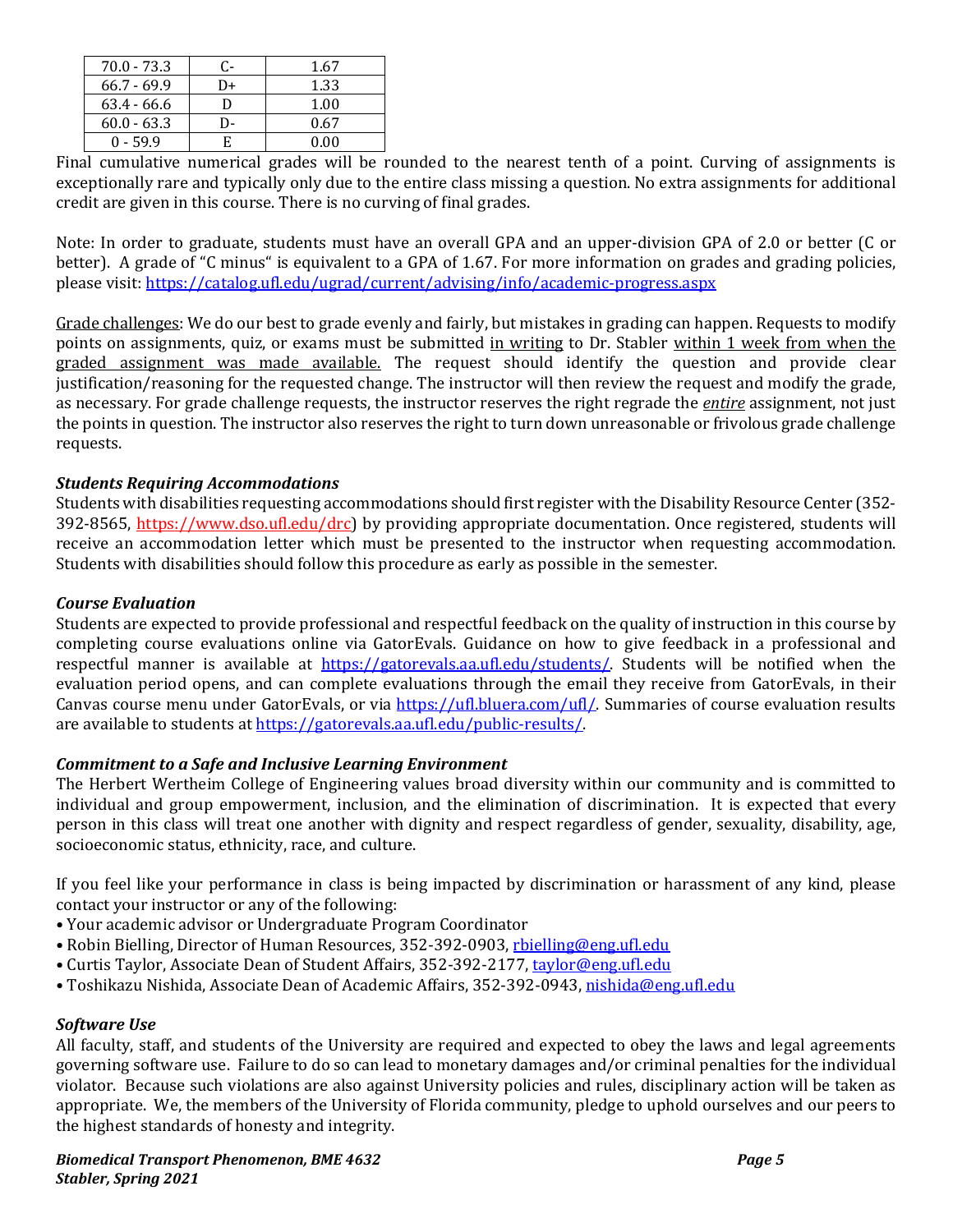| 70.0 - 73.3 | C- | 1.67 |
|---|---|---|
| 66.7 - 69.9 | D+ | 1.33 |
| 63.4 - 66.6 | D | 1.00 |
| 60.0 - 63.3 | D- | 0.67 |
| 0 - 59.9 | E | 0.00 |

Final cumulative numerical grades will be rounded to the nearest tenth of a point. Curving of assignments is exceptionally rare and typically only due to the entire class missing a question. No extra assignments for additional credit are given in this course. There is no curving of final grades.

Note: In order to graduate, students must have an overall GPA and an upper-division GPA of 2.0 or better (C or better). A grade of "C minus" is equivalent to a GPA of 1.67. For more information on grades and grading policies, please visit: https://catalog.ufl.edu/ugrad/current/advising/info/academic-progress.aspx

Grade challenges: We do our best to grade evenly and fairly, but mistakes in grading can happen. Requests to modify points on assignments, quiz, or exams must be submitted in writing to Dr. Stabler within 1 week from when the graded assignment was made available. The request should identify the question and provide clear justification/reasoning for the requested change. The instructor will then review the request and modify the grade, as necessary. For grade challenge requests, the instructor reserves the right regrade the *entire* assignment, not just the points in question. The instructor also reserves the right to turn down unreasonable or frivolous grade challenge requests.

### *Students Requiring Accommodations*

Students with disabilities requesting accommodations should first register with the Disability Resource Center (352-392-8565, https://www.dso.ufl.edu/drc) by providing appropriate documentation. Once registered, students will receive an accommodation letter which must be presented to the instructor when requesting accommodation. Students with disabilities should follow this procedure as early as possible in the semester.

### *Course Evaluation*

Students are expected to provide professional and respectful feedback on the quality of instruction in this course by completing course evaluations online via GatorEvals. Guidance on how to give feedback in a professional and respectful manner is available at https://gatorevals.aa.ufl.edu/students/. Students will be notified when the evaluation period opens, and can complete evaluations through the email they receive from GatorEvals, in their Canvas course menu under GatorEvals, or via https://ufl.bluera.com/ufl/. Summaries of course evaluation results are available to students at https://gatorevals.aa.ufl.edu/public-results/.

### *Commitment to a Safe and Inclusive Learning Environment*

The Herbert Wertheim College of Engineering values broad diversity within our community and is committed to individual and group empowerment, inclusion, and the elimination of discrimination. It is expected that every person in this class will treat one another with dignity and respect regardless of gender, sexuality, disability, age, socioeconomic status, ethnicity, race, and culture.

If you feel like your performance in class is being impacted by discrimination or harassment of any kind, please contact your instructor or any of the following:

- Your academic advisor or Undergraduate Program Coordinator
- Robin Bielling, Director of Human Resources, 352-392-0903, rbielling@eng.ufl.edu
- Curtis Taylor, Associate Dean of Student Affairs, 352-392-2177, taylor@eng.ufl.edu
- Toshikazu Nishida, Associate Dean of Academic Affairs, 352-392-0943, nishida@eng.ufl.edu

### *Software Use*

All faculty, staff, and students of the University are required and expected to obey the laws and legal agreements governing software use. Failure to do so can lead to monetary damages and/or criminal penalties for the individual violator. Because such violations are also against University policies and rules, disciplinary action will be taken as appropriate. We, the members of the University of Florida community, pledge to uphold ourselves and our peers to the highest standards of honesty and integrity.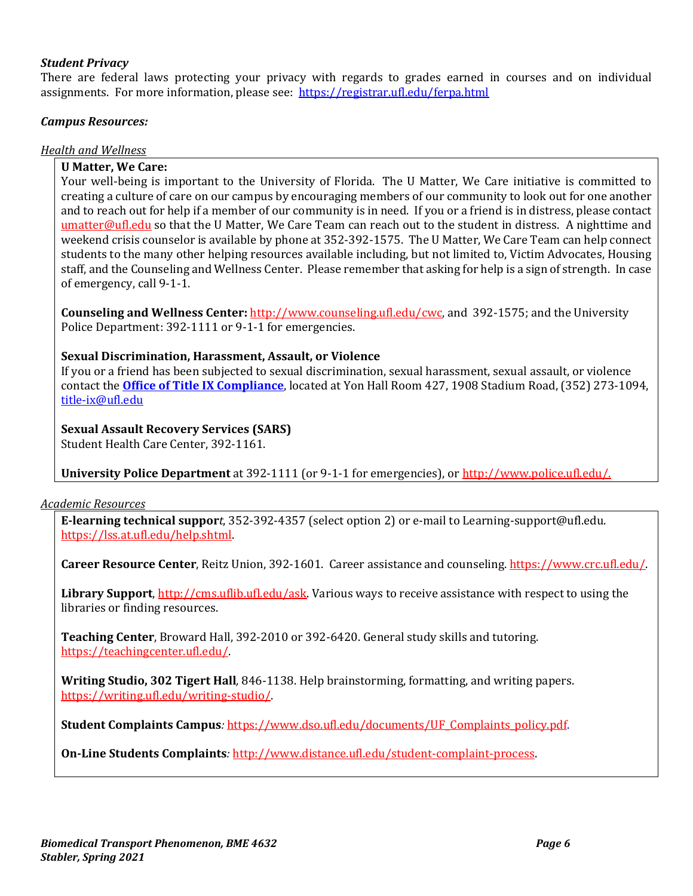***Student Privacy***

There are federal laws protecting your privacy with regards to grades earned in courses and on individual assignments. For more information, please see: https://registrar.ufl.edu/ferpa.html

***Campus Resources:***

*Health and Wellness*

**U Matter, We Care:**

Your well-being is important to the University of Florida. The U Matter, We Care initiative is committed to creating a culture of care on our campus by encouraging members of our community to look out for one another and to reach out for help if a member of our community is in need. If you or a friend is in distress, please contact umatter@ufl.edu so that the U Matter, We Care Team can reach out to the student in distress. A nighttime and weekend crisis counselor is available by phone at 352-392-1575. The U Matter, We Care Team can help connect students to the many other helping resources available including, but not limited to, Victim Advocates, Housing staff, and the Counseling and Wellness Center. Please remember that asking for help is a sign of strength. In case of emergency, call 9-1-1.

**Counseling and Wellness Center:** http://www.counseling.ufl.edu/cwc, and 392-1575; and the University Police Department: 392-1111 or 9-1-1 for emergencies.

**Sexual Discrimination, Harassment, Assault, or Violence**

If you or a friend has been subjected to sexual discrimination, sexual harassment, sexual assault, or violence contact the **Office of Title IX Compliance**, located at Yon Hall Room 427, 1908 Stadium Road, (352) 273-1094, title-ix@ufl.edu

**Sexual Assault Recovery Services (SARS)**

Student Health Care Center, 392-1161.

**University Police Department** at 392-1111 (or 9-1-1 for emergencies), or http://www.police.ufl.edu/.

*Academic Resources*

**E-learning technical suppor***t*, 352-392-4357 (select option 2) or e-mail to Learning-support@ufl.edu. https://lss.at.ufl.edu/help.shtml.

**Career Resource Center**, Reitz Union, 392-1601. Career assistance and counseling. https://www.crc.ufl.edu/.

**Library Support**, http://cms.uflib.ufl.edu/ask. Various ways to receive assistance with respect to using the libraries or finding resources.

**Teaching Center**, Broward Hall, 392-2010 or 392-6420. General study skills and tutoring. https://teachingcenter.ufl.edu/.

**Writing Studio, 302 Tigert Hall***,* 846-1138. Help brainstorming, formatting, and writing papers. https://writing.ufl.edu/writing-studio/.

**Student Complaints Campus***:* https://www.dso.ufl.edu/documents/UF_Complaints_policy.pdf.

**On-Line Students Complaints***:* http://www.distance.ufl.edu/student-complaint-process.